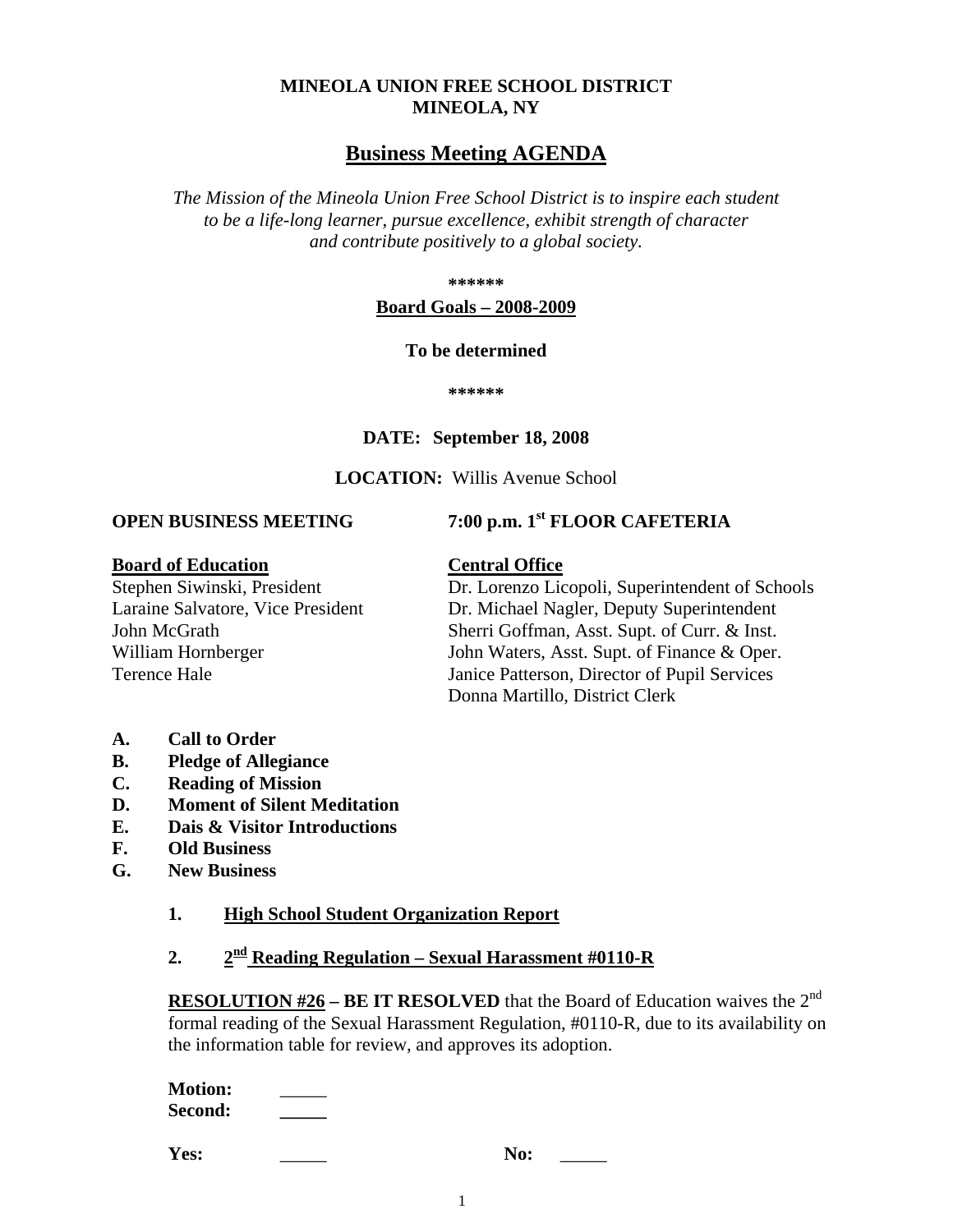**MINEOLA UNION FREE SCHOOL DISTRICT**
**MINEOLA, NY**

# Business Meeting AGENDA

*The Mission of the Mineola Union Free School District is to inspire each student to be a life-long learner, pursue excellence, exhibit strength of character and contribute positively to a global society.*

**\*\*\*\*\*\***

**Board Goals – 2008-2009**

**To be determined**

**\*\*\*\*\*\***

**DATE: September 18, 2008**

**LOCATION:** Willis Avenue School

**OPEN BUSINESS MEETING** **7:00 p.m. 1st FLOOR CAFETERIA**

**Board of Education**

Stephen Siwinski, President
Laraine Salvatore, Vice President
John McGrath
William Hornberger
Terence Hale

**Central Office**

Dr. Lorenzo Licopoli, Superintendent of Schools
Dr. Michael Nagler, Deputy Superintendent
Sherri Goffman, Asst. Supt. of Curr. & Inst.
John Waters, Asst. Supt. of Finance & Oper.
Janice Patterson, Director of Pupil Services
Donna Martillo, District Clerk

- **A. Call to Order**
- **B. Pledge of Allegiance**
- **C. Reading of Mission**
- **D. Moment of Silent Meditation**
- **E. Dais & Visitor Introductions**
- **F. Old Business**
- **G. New Business**

**1. High School Student Organization Report**

**2. 2nd Reading Regulation – Sexual Harassment #0110-R**

**RESOLUTION #26 – BE IT RESOLVED** that the Board of Education waives the 2nd formal reading of the Sexual Harassment Regulation, #0110-R, due to its availability on the information table for review, and approves its adoption.

**Motion:** _____
**Second:** _____

**Yes:** _____ **No:** _____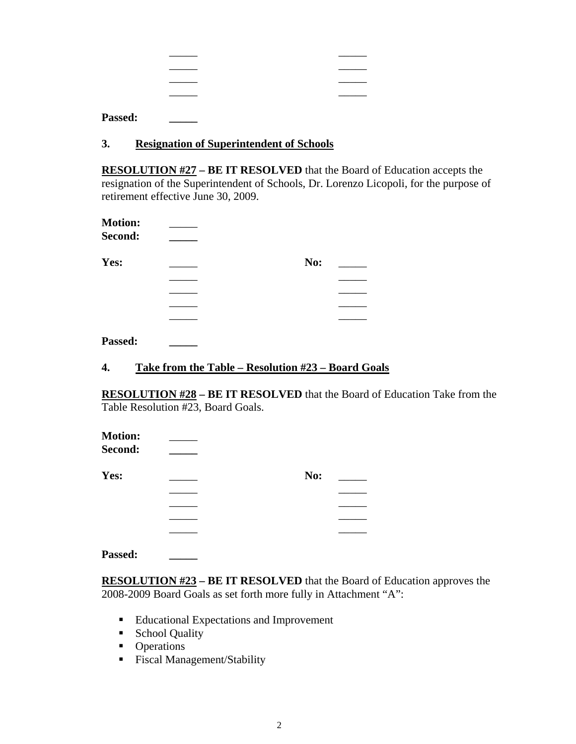| | |
|---|---|
| _____ | _____ |
| _____ | _____ |
| _____ | _____ |
| _____ | _____ |

**Passed:** _____

### 3. Resignation of Superintendent of Schools

**RESOLUTION #27 – BE IT RESOLVED** that the Board of Education accepts the resignation of the Superintendent of Schools, Dr. Lorenzo Licopoli, for the purpose of retirement effective June 30, 2009.

**Motion:** _____
**Second:** _____

| **Yes:** | _____ | **No:** | _____ |
|---|---|---|---|
| | _____ | | _____ |
| | _____ | | _____ |
| | _____ | | _____ |
| | _____ | | _____ |

**Passed:** _____

### 4. Take from the Table – Resolution #23 – Board Goals

**RESOLUTION #28 – BE IT RESOLVED** that the Board of Education Take from the Table Resolution #23, Board Goals.

**Motion:** _____
**Second:** _____

| **Yes:** | _____ | **No:** | _____ |
|---|---|---|---|
| | _____ | | _____ |
| | _____ | | _____ |
| | _____ | | _____ |
| | _____ | | _____ |

**Passed:** _____

**RESOLUTION #23 – BE IT RESOLVED** that the Board of Education approves the 2008-2009 Board Goals as set forth more fully in Attachment "A":

- Educational Expectations and Improvement
- School Quality
- Operations
- Fiscal Management/Stability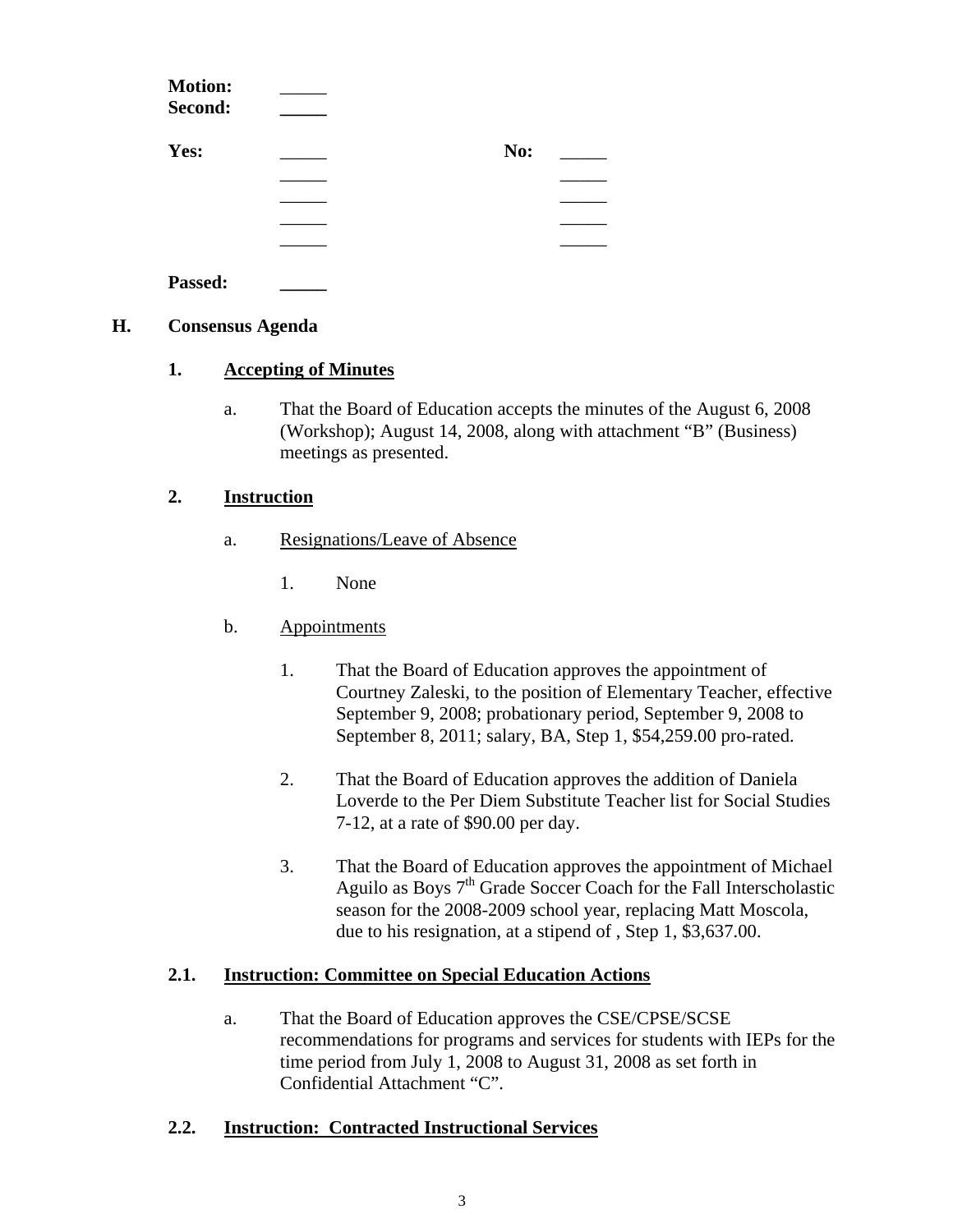**Motion:** _____
**Second:** _____

**Yes:** _____ **No:** _____
_____ _____
_____ _____
_____ _____
_____ _____

**Passed:** _____

## H. Consensus Agenda

### 1. Accepting of Minutes

a. That the Board of Education accepts the minutes of the August 6, 2008 (Workshop); August 14, 2008, along with attachment "B" (Business) meetings as presented.

### 2. Instruction

a. Resignations/Leave of Absence

1. None

b. Appointments

1. That the Board of Education approves the appointment of Courtney Zaleski, to the position of Elementary Teacher, effective September 9, 2008; probationary period, September 9, 2008 to September 8, 2011; salary, BA, Step 1, $54,259.00 pro-rated.

2. That the Board of Education approves the addition of Daniela Loverde to the Per Diem Substitute Teacher list for Social Studies 7-12, at a rate of $90.00 per day.

3. That the Board of Education approves the appointment of Michael Aguilo as Boys 7th Grade Soccer Coach for the Fall Interscholastic season for the 2008-2009 school year, replacing Matt Moscola, due to his resignation, at a stipend of , Step 1, $3,637.00.

### 2.1. Instruction: Committee on Special Education Actions

a. That the Board of Education approves the CSE/CPSE/SCSE recommendations for programs and services for students with IEPs for the time period from July 1, 2008 to August 31, 2008 as set forth in Confidential Attachment "C".

### 2.2. Instruction: Contracted Instructional Services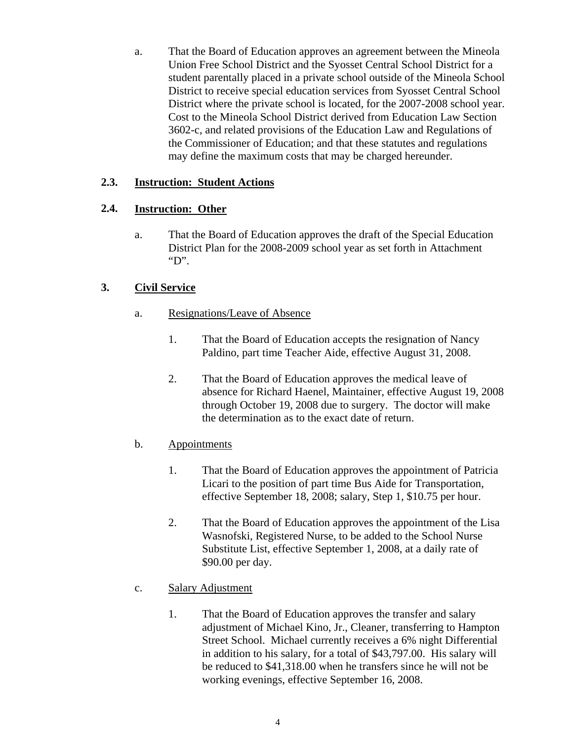a. That the Board of Education approves an agreement between the Mineola Union Free School District and the Syosset Central School District for a student parentally placed in a private school outside of the Mineola School District to receive special education services from Syosset Central School District where the private school is located, for the 2007-2008 school year. Cost to the Mineola School District derived from Education Law Section 3602-c, and related provisions of the Education Law and Regulations of the Commissioner of Education; and that these statutes and regulations may define the maximum costs that may be charged hereunder.

**2.3. <u>Instruction: Student Actions</u>**

**2.4. <u>Instruction: Other</u>**

a. That the Board of Education approves the draft of the Special Education District Plan for the 2008-2009 school year as set forth in Attachment "D".

**3. <u>Civil Service</u>**

a. <u>Resignations/Leave of Absence</u>

1. That the Board of Education accepts the resignation of Nancy Paldino, part time Teacher Aide, effective August 31, 2008.

2. That the Board of Education approves the medical leave of absence for Richard Haenel, Maintainer, effective August 19, 2008 through October 19, 2008 due to surgery. The doctor will make the determination as to the exact date of return.

b. <u>Appointments</u>

1. That the Board of Education approves the appointment of Patricia Licari to the position of part time Bus Aide for Transportation, effective September 18, 2008; salary, Step 1, $10.75 per hour.

2. That the Board of Education approves the appointment of the Lisa Wasnofski, Registered Nurse, to be added to the School Nurse Substitute List, effective September 1, 2008, at a daily rate of $90.00 per day.

c. <u>Salary Adjustment</u>

1. That the Board of Education approves the transfer and salary adjustment of Michael Kino, Jr., Cleaner, transferring to Hampton Street School. Michael currently receives a 6% night Differential in addition to his salary, for a total of $43,797.00. His salary will be reduced to $41,318.00 when he transfers since he will not be working evenings, effective September 16, 2008.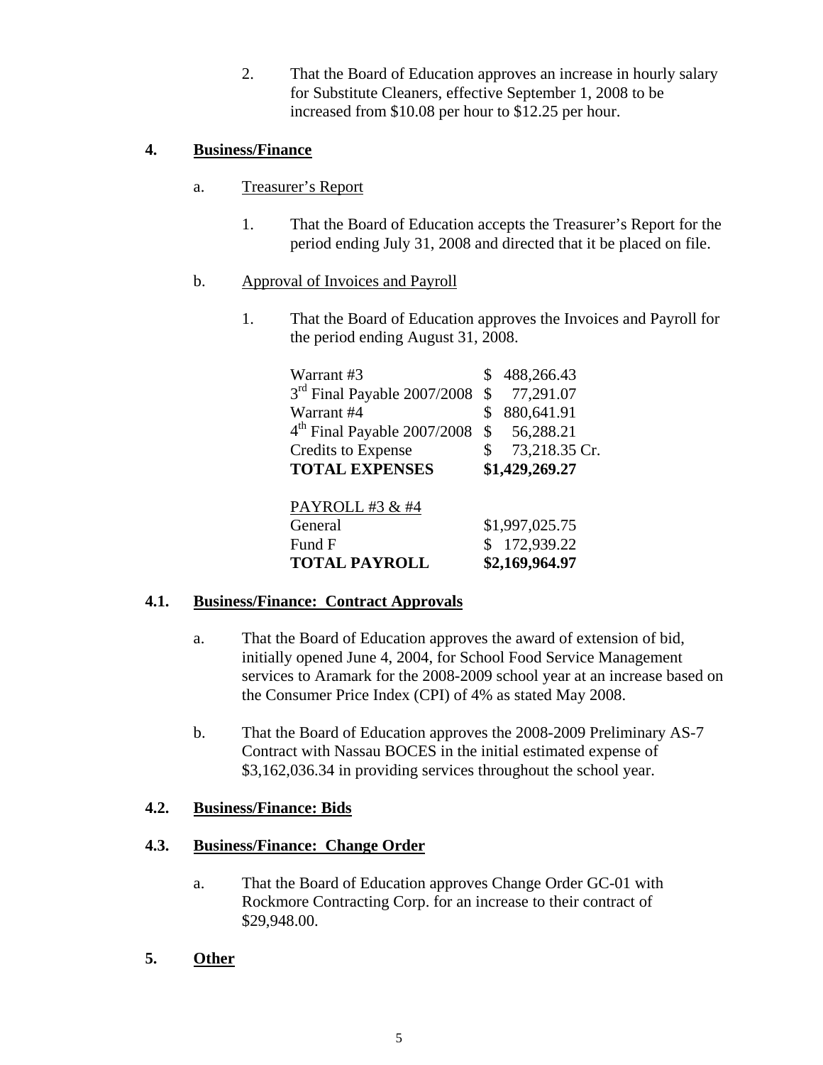2. That the Board of Education approves an increase in hourly salary for Substitute Cleaners, effective September 1, 2008 to be increased from $10.08 per hour to $12.25 per hour.

**4. <u>Business/Finance</u>**

a. <u>Treasurer's Report</u>

1. That the Board of Education accepts the Treasurer's Report for the period ending July 31, 2008 and directed that it be placed on file.

b. <u>Approval of Invoices and Payroll</u>

1. That the Board of Education approves the Invoices and Payroll for the period ending August 31, 2008.

| | |
|---|---|
| Warrant #3 | $ 488,266.43 |
| 3rd Final Payable 2007/2008 | $ 77,291.07 |
| Warrant #4 | $ 880,641.91 |
| 4th Final Payable 2007/2008 | $ 56,288.21 |
| Credits to Expense | $ 73,218.35 Cr. |
| **TOTAL EXPENSES** | **$1,429,269.27** |
| <u>PAYROLL #3 & #4</u> | |
| General | $1,997,025.75 |
| Fund F | $ 172,939.22 |
| **TOTAL PAYROLL** | **$2,169,964.97** |

**4.1. <u>Business/Finance: Contract Approvals</u>**

a. That the Board of Education approves the award of extension of bid, initially opened June 4, 2004, for School Food Service Management services to Aramark for the 2008-2009 school year at an increase based on the Consumer Price Index (CPI) of 4% as stated May 2008.

b. That the Board of Education approves the 2008-2009 Preliminary AS-7 Contract with Nassau BOCES in the initial estimated expense of $3,162,036.34 in providing services throughout the school year.

**4.2. <u>Business/Finance: Bids</u>**

**4.3. <u>Business/Finance: Change Order</u>**

a. That the Board of Education approves Change Order GC-01 with Rockmore Contracting Corp. for an increase to their contract of $29,948.00.

**5. <u>Other</u>**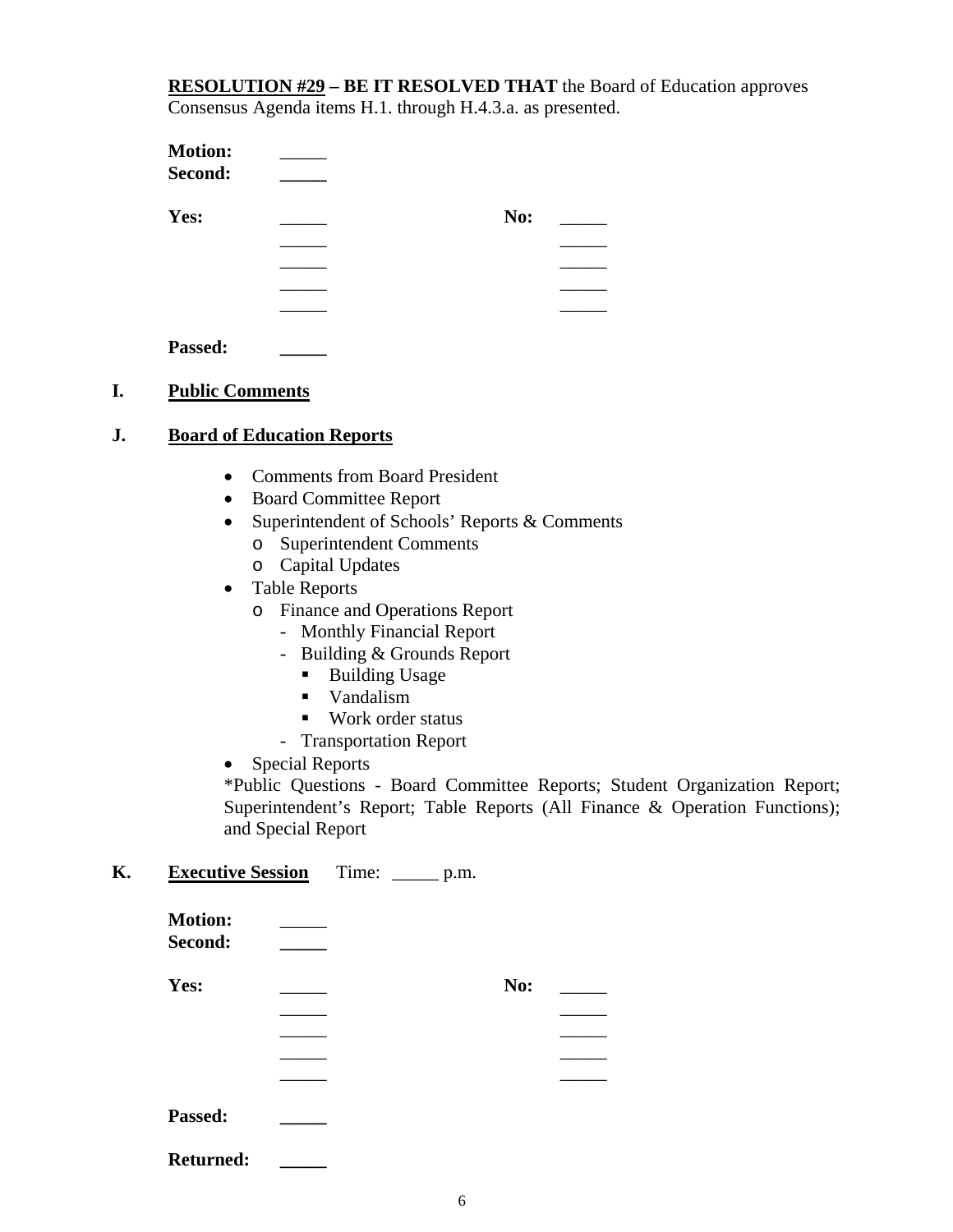**RESOLUTION #29 – BE IT RESOLVED THAT** the Board of Education approves Consensus Agenda items H.1. through H.4.3.a. as presented.

**Motion:** _____
**Second:** _____

| **Yes:** | _____ | **No:** | _____ |
|---|---|---|---|
| | _____ | | _____ |
| | _____ | | _____ |
| | _____ | | _____ |
| | _____ | | _____ |

**Passed:** _____

## I. Public Comments

## J. Board of Education Reports

- Comments from Board President
- Board Committee Report
- Superintendent of Schools' Reports & Comments
  - Superintendent Comments
  - Capital Updates
- Table Reports
  - Finance and Operations Report
    - Monthly Financial Report
    - Building & Grounds Report
      - Building Usage
      - Vandalism
      - Work order status
    - Transportation Report
- Special Reports

*Public Questions - Board Committee Reports; Student Organization Report; Superintendent's Report; Table Reports (All Finance & Operation Functions); and Special Report

## K. Executive Session Time: _____ p.m.

**Motion:** _____
**Second:** _____

| **Yes:** | _____ | **No:** | _____ |
|---|---|---|---|
| | _____ | | _____ |
| | _____ | | _____ |
| | _____ | | _____ |
| | _____ | | _____ |

**Passed:** _____

**Returned:** _____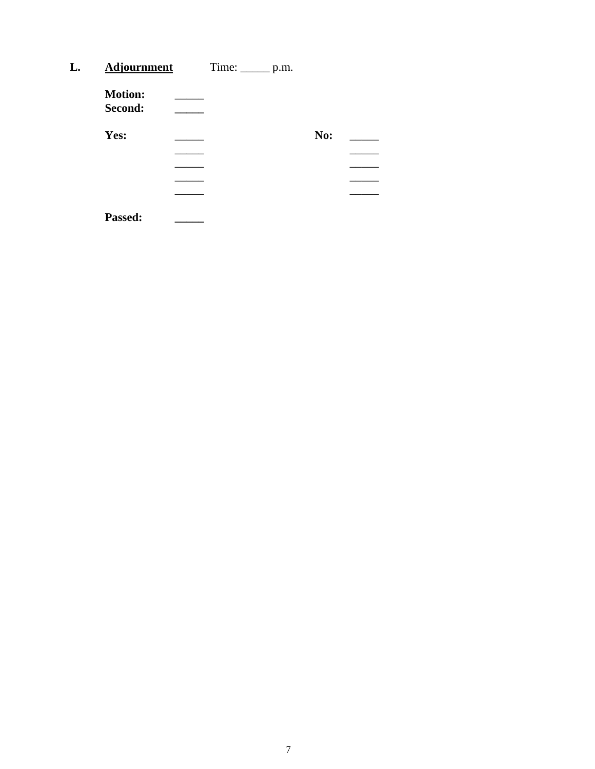**L.** **<u>Adjournment</u>** Time: _____ p.m.

**Motion:** _____
**Second:** _____

| | | | |
|---|---|---|---|
| **Yes:** | _____ | **No:** | _____ |
| | _____ | | _____ |
| | _____ | | _____ |
| | _____ | | _____ |
| | _____ | | _____ |

**Passed:** _____